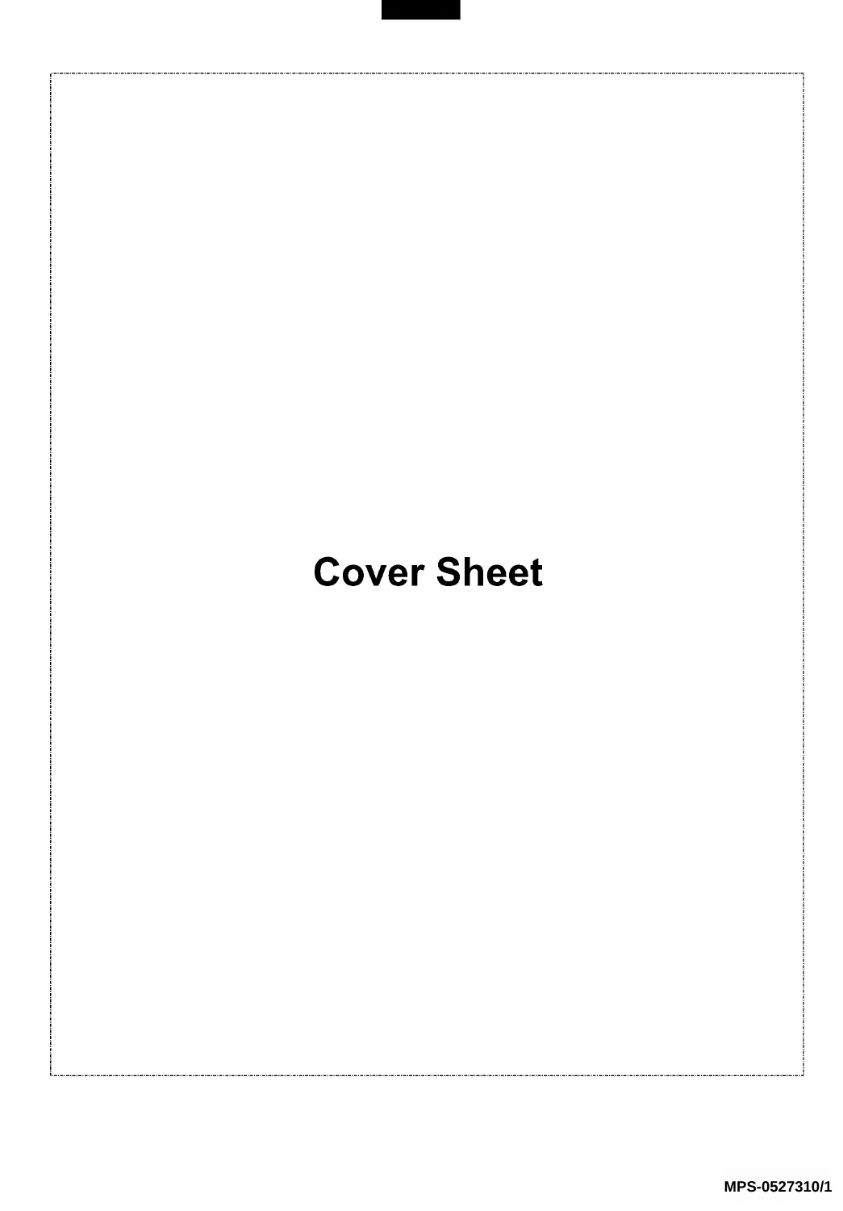# Cover Sheet

MPS-0527310/1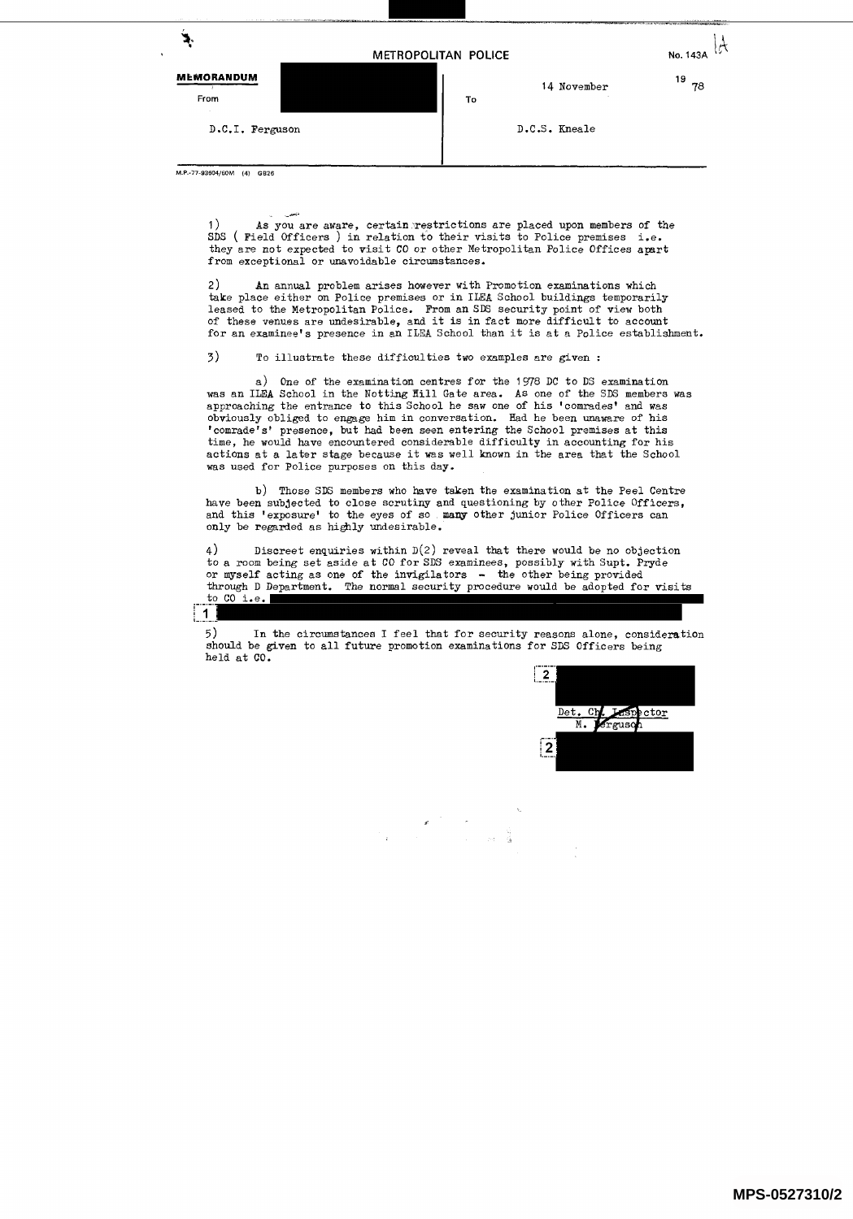METROPOLITAN POLICE

No. 143A

**MEMORANDUM**

From: D.C.I. Ferguson

To: D.C.S. Kneale

14 November 19 78

1) As you are aware, certain restrictions are placed upon members of the SDS ( Field Officers ) in relation to their visits to Police premises i.e. they are not expected to visit CO or other Metropolitan Police Offices apart from exceptional or unavoidable circumstances.

2) An annual problem arises however with Promotion examinations which take place either on Police premises or in ILEA School buildings temporarily leased to the Metropolitan Police. From an SDS security point of view both of these venues are undesirable, and it is in fact more difficult to account for an examinee's presence in an ILEA School than it is at a Police establishment.

3) To illustrate these difficulties two examples are given :

a) One of the examination centres for the 1978 DC to DS examination was an ILEA School in the Notting Hill Gate area. As one of the SDS members was approaching the entrance to this School he saw one of his 'comrades' and was obviously obliged to engage him in conversation. Had he been unaware of his 'comrade's' presence, but had been seen entering the School premises at this time, he would have encountered considerable difficulty in accounting for his actions at a later stage because it was well known in the area that the School was used for Police purposes on this day.

b) Those SDS members who have taken the examination at the Peel Centre have been subjected to close scrutiny and questioning by other Police Officers, and this 'exposure' to the eyes of so many other junior Police Officers can only be regarded as highly undesirable.

4) Discreet enquiries within D(2) reveal that there would be no objection to a room being set aside at CO for SDS examinees, possibly with Supt. Pryde or myself acting as one of the invigilators - the other being provided through D Department. The normal security procedure would be adopted for visits to CO i.e. [REDACTED]

1 [REDACTED]

5) In the circumstances I feel that for security reasons alone, consideration should be given to all future promotion examinations for SDS Officers being held at CO.

2 [REDACTED]

Det. Ch. Inspector
M. Ferguson

2 [REDACTED]